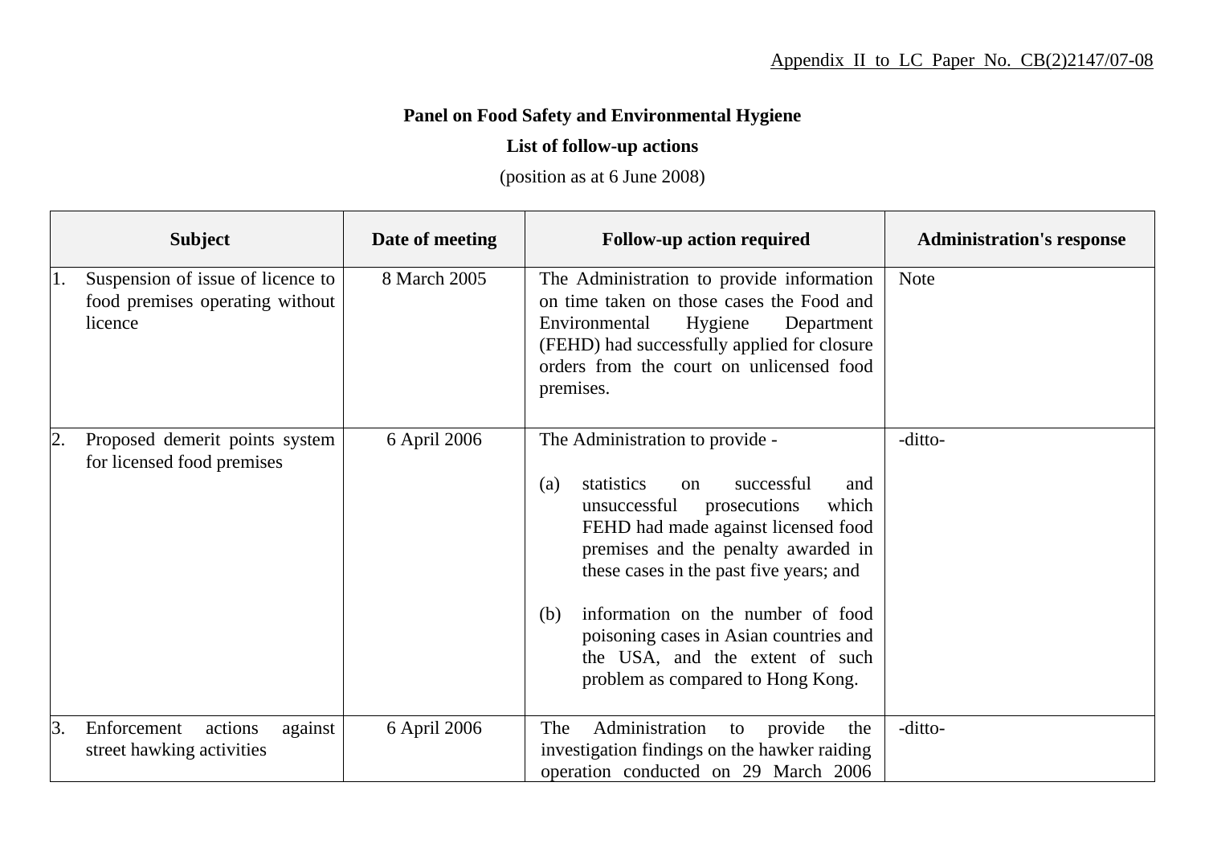Appendix II to LC Paper No. CB(2)2147/07-08

**Panel on Food Safety and Environmental Hygiene**

**List of follow-up actions**

(position as at 6 June 2008)

| Subject | Date of meeting | Follow-up action required | Administration's response |
|---|---|---|---|
| 1. Suspension of issue of licence to food premises operating without licence | 8 March 2005 | The Administration to provide information on time taken on those cases the Food and Environmental Hygiene Department (FEHD) had successfully applied for closure orders from the court on unlicensed food premises. | Note |
| 2. Proposed demerit points system for licensed food premises | 6 April 2006 | The Administration to provide -<br><br>(a) statistics on successful and unsuccessful prosecutions which FEHD had made against licensed food premises and the penalty awarded in these cases in the past five years; and<br><br>(b) information on the number of food poisoning cases in Asian countries and the USA, and the extent of such problem as compared to Hong Kong. | -ditto- |
| 3. Enforcement actions against street hawking activities | 6 April 2006 | The Administration to provide the investigation findings on the hawker raiding operation conducted on 29 March 2006 | -ditto- |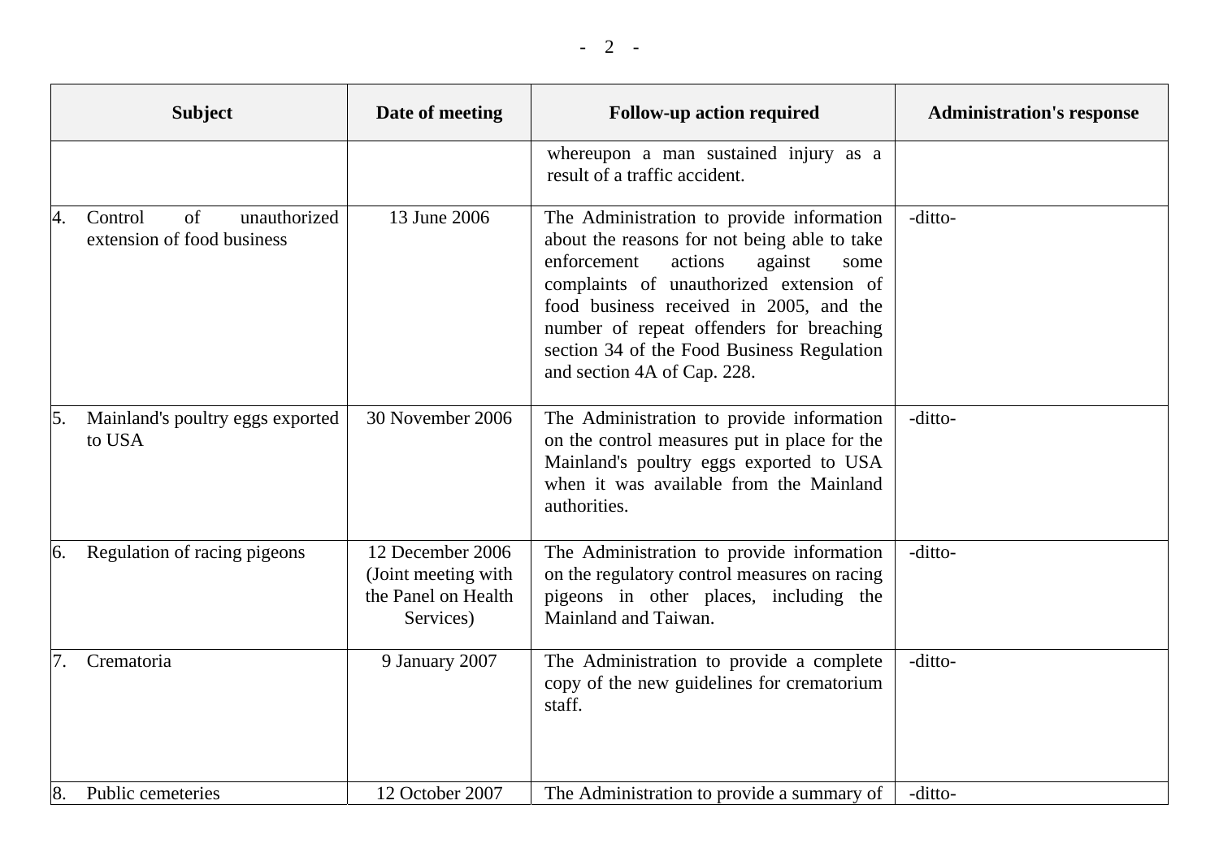| Subject | Date of meeting | Follow-up action required | Administration's response |
|---|---|---|---|
| | | whereupon a man sustained injury as a result of a traffic accident. | |
| 4. Control of unauthorized extension of food business | 13 June 2006 | The Administration to provide information about the reasons for not being able to take enforcement actions against some complaints of unauthorized extension of food business received in 2005, and the number of repeat offenders for breaching section 34 of the Food Business Regulation and section 4A of Cap. 228. | -ditto- |
| 5. Mainland's poultry eggs exported to USA | 30 November 2006 | The Administration to provide information on the control measures put in place for the Mainland's poultry eggs exported to USA when it was available from the Mainland authorities. | -ditto- |
| 6. Regulation of racing pigeons | 12 December 2006 (Joint meeting with the Panel on Health Services) | The Administration to provide information on the regulatory control measures on racing pigeons in other places, including the Mainland and Taiwan. | -ditto- |
| 7. Crematoria | 9 January 2007 | The Administration to provide a complete copy of the new guidelines for crematorium staff. | -ditto- |
| 8. Public cemeteries | 12 October 2007 | The Administration to provide a summary of | -ditto- |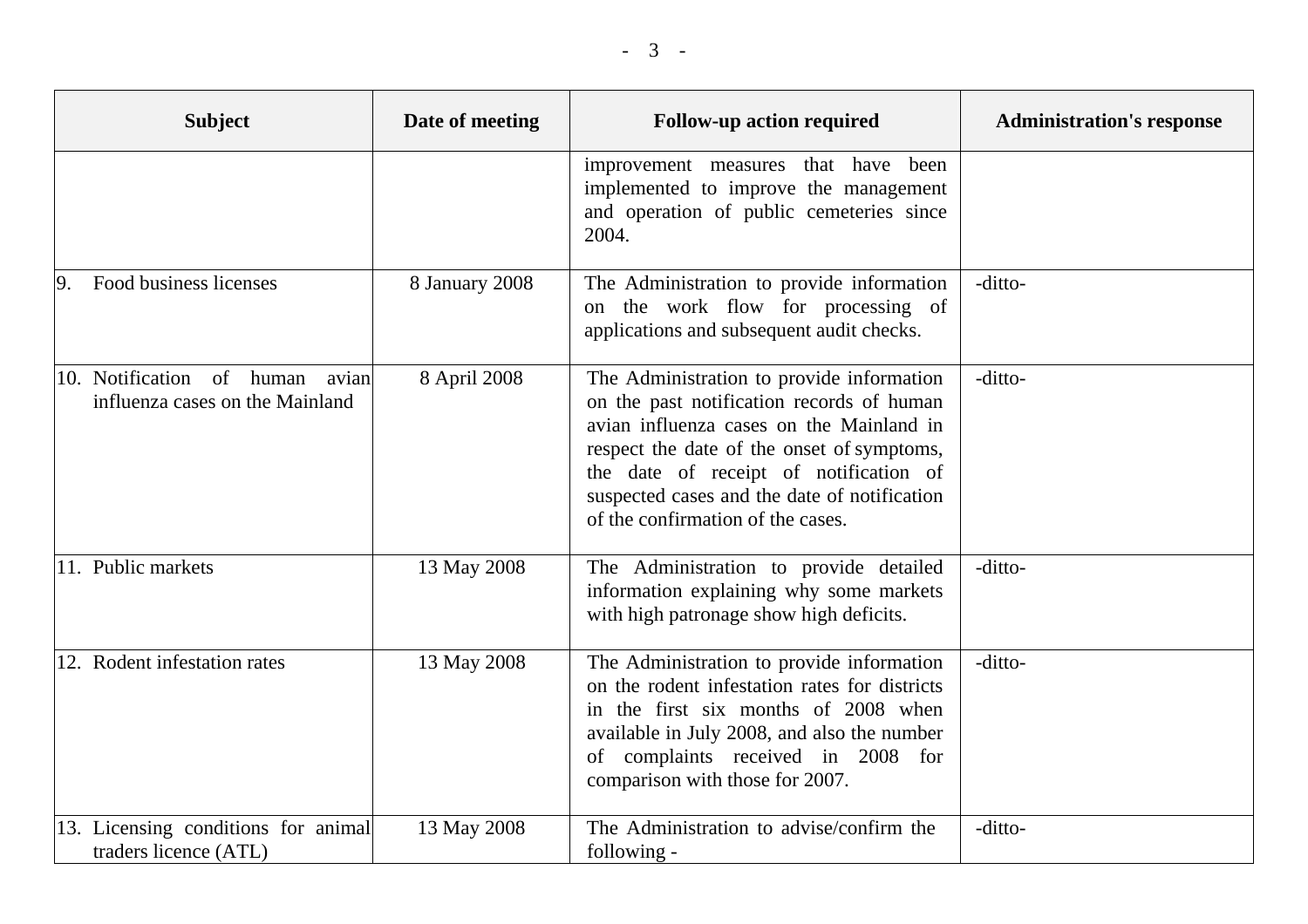| Subject | Date of meeting | Follow-up action required | Administration's response |
|---|---|---|---|
| | | improvement measures that have been implemented to improve the management and operation of public cemeteries since 2004. | |
| 9. Food business licenses | 8 January 2008 | The Administration to provide information on the work flow for processing of applications and subsequent audit checks. | -ditto- |
| 10. Notification of human avian influenza cases on the Mainland | 8 April 2008 | The Administration to provide information on the past notification records of human avian influenza cases on the Mainland in respect the date of the onset of symptoms, the date of receipt of notification of suspected cases and the date of notification of the confirmation of the cases. | -ditto- |
| 11. Public markets | 13 May 2008 | The Administration to provide detailed information explaining why some markets with high patronage show high deficits. | -ditto- |
| 12. Rodent infestation rates | 13 May 2008 | The Administration to provide information on the rodent infestation rates for districts in the first six months of 2008 when available in July 2008, and also the number of complaints received in 2008 for comparison with those for 2007. | -ditto- |
| 13. Licensing conditions for animal traders licence (ATL) | 13 May 2008 | The Administration to advise/confirm the following - | -ditto- |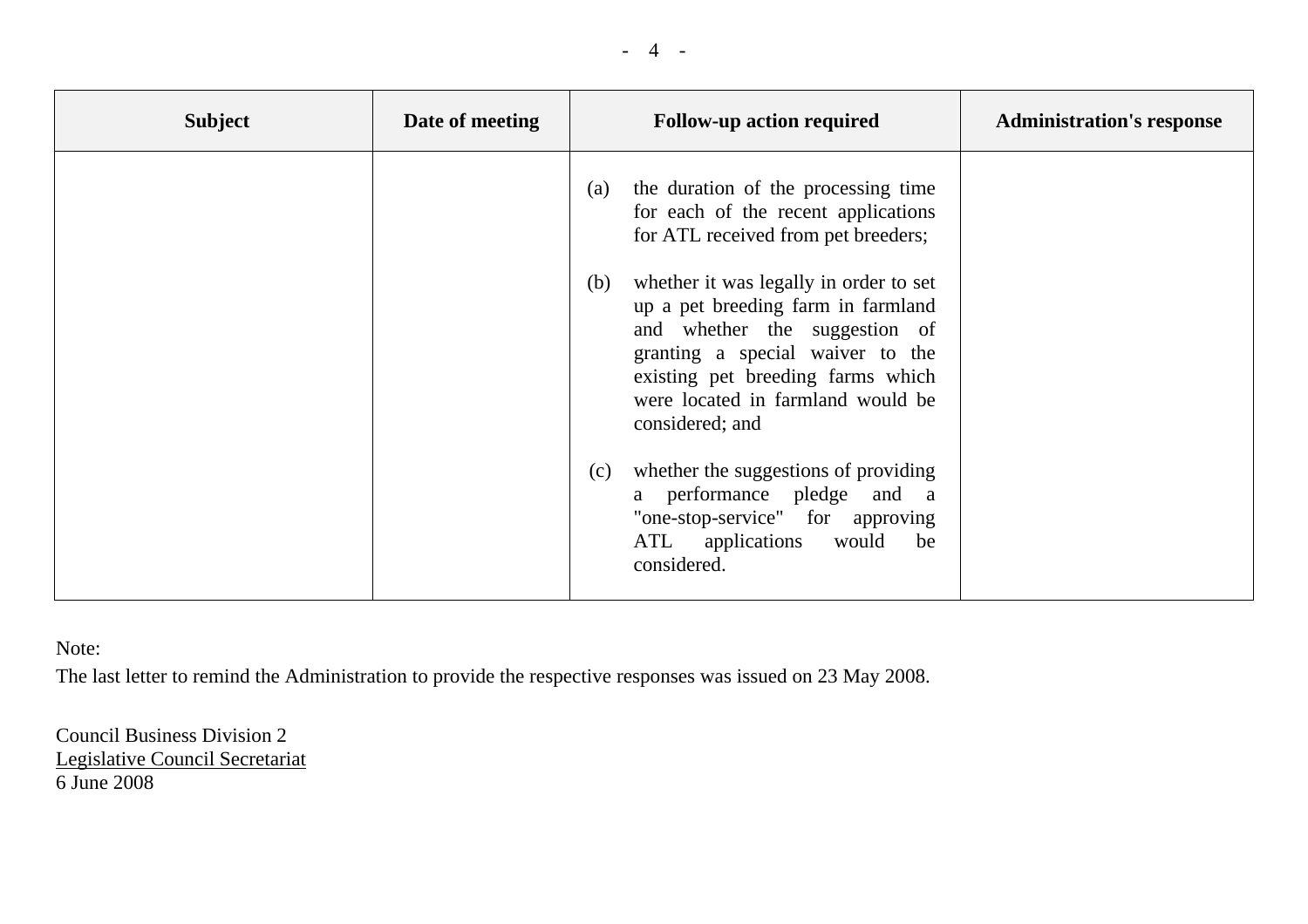| Subject | Date of meeting | Follow-up action required | Administration's response |
|---|---|---|---|
| | | (a) the duration of the processing time for each of the recent applications for ATL received from pet breeders;<br><br>(b) whether it was legally in order to set up a pet breeding farm in farmland and whether the suggestion of granting a special waiver to the existing pet breeding farms which were located in farmland would be considered; and<br><br>(c) whether the suggestions of providing a performance pledge and a "one-stop-service" for approving ATL applications would be considered. | |

Note:

The last letter to remind the Administration to provide the respective responses was issued on 23 May 2008.

Council Business Division 2
Legislative Council Secretariat
6 June 2008